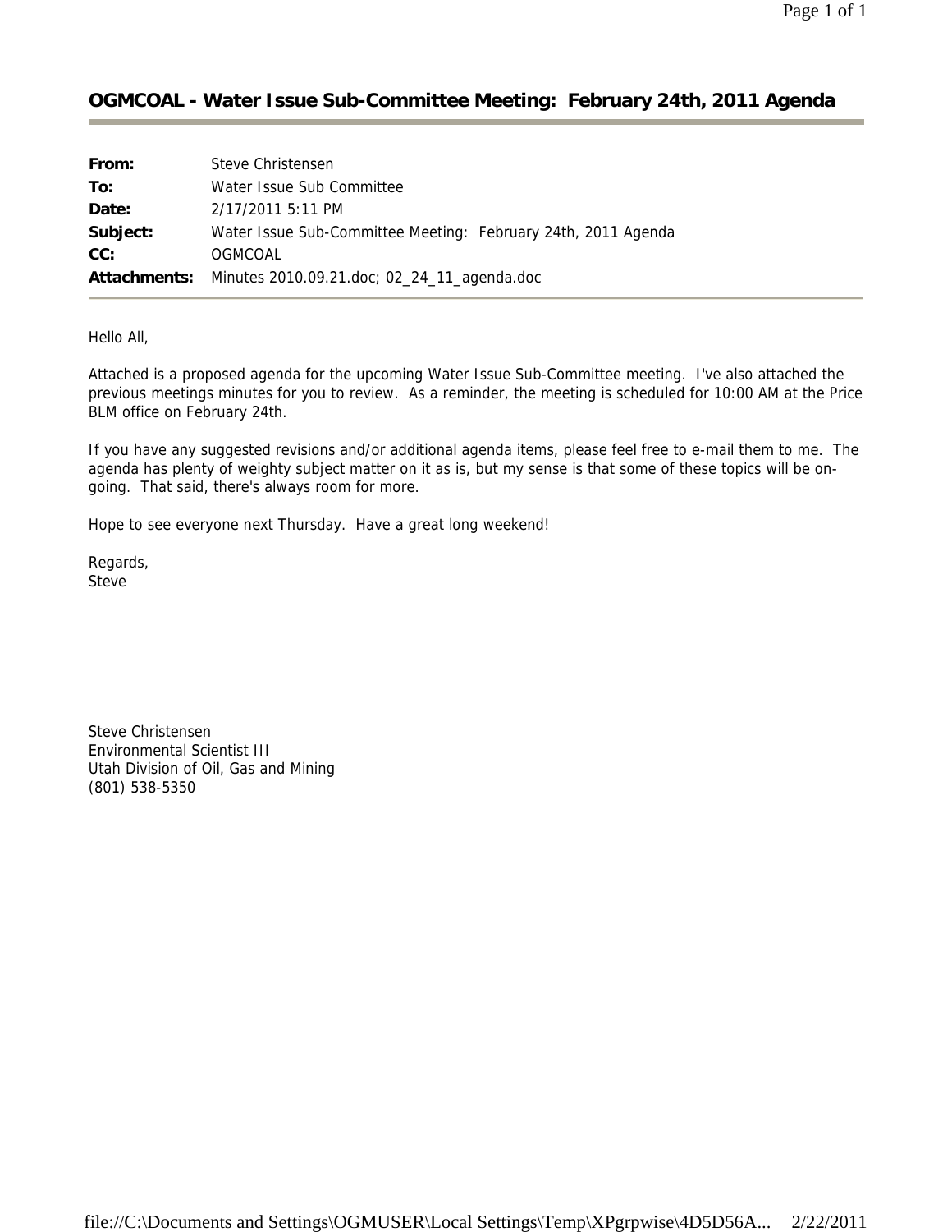# OGMCOAL - Water Issue Sub-Committee Meeting: February 24th, 2011 Agenda

| | |
|---|---|
| **From:** | Steve Christensen |
| **To:** | Water Issue Sub Committee |
| **Date:** | 2/17/2011 5:11 PM |
| **Subject:** | Water Issue Sub-Committee Meeting: February 24th, 2011 Agenda |
| **CC:** | OGMCOAL |
| **Attachments:** | Minutes 2010.09.21.doc; 02_24_11_agenda.doc |

Hello All,

Attached is a proposed agenda for the upcoming Water Issue Sub-Committee meeting. I've also attached the previous meetings minutes for you to review. As a reminder, the meeting is scheduled for 10:00 AM at the Price BLM office on February 24th.

If you have any suggested revisions and/or additional agenda items, please feel free to e-mail them to me. The agenda has plenty of weighty subject matter on it as is, but my sense is that some of these topics will be on-going. That said, there's always room for more.

Hope to see everyone next Thursday. Have a great long weekend!

Regards,
Steve

Steve Christensen
Environmental Scientist III
Utah Division of Oil, Gas and Mining
(801) 538-5350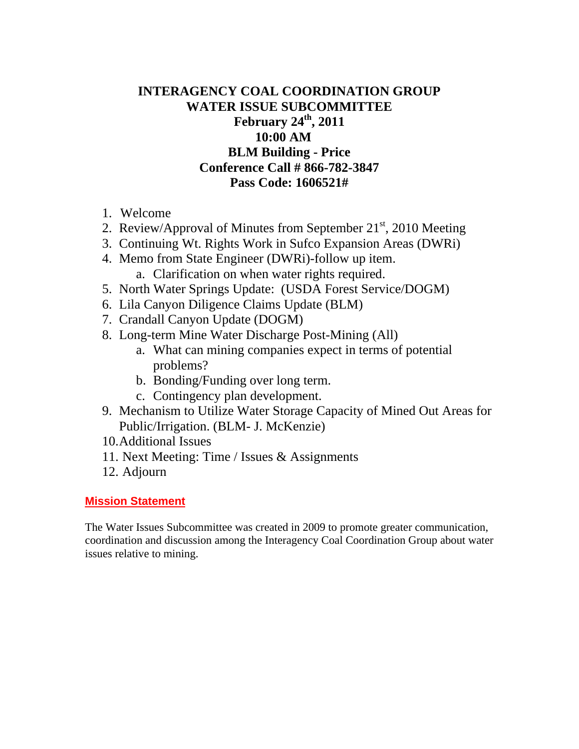# INTERAGENCY COAL COORDINATION GROUP
## WATER ISSUE SUBCOMMITTEE
## February 24th, 2011
## 10:00 AM
## BLM Building - Price
## Conference Call # 866-782-3847
## Pass Code: 1606521#

1. Welcome
2. Review/Approval of Minutes from September 21st, 2010 Meeting
3. Continuing Wt. Rights Work in Sufco Expansion Areas (DWRi)
4. Memo from State Engineer (DWRi)-follow up item.
    a. Clarification on when water rights required.
5. North Water Springs Update: (USDA Forest Service/DOGM)
6. Lila Canyon Diligence Claims Update (BLM)
7. Crandall Canyon Update (DOGM)
8. Long-term Mine Water Discharge Post-Mining (All)
    a. What can mining companies expect in terms of potential problems?
    b. Bonding/Funding over long term.
    c. Contingency plan development.
9. Mechanism to Utilize Water Storage Capacity of Mined Out Areas for Public/Irrigation. (BLM- J. McKenzie)
10. Additional Issues
11. Next Meeting: Time / Issues & Assignments
12. Adjourn

**Mission Statement**

The Water Issues Subcommittee was created in 2009 to promote greater communication, coordination and discussion among the Interagency Coal Coordination Group about water issues relative to mining.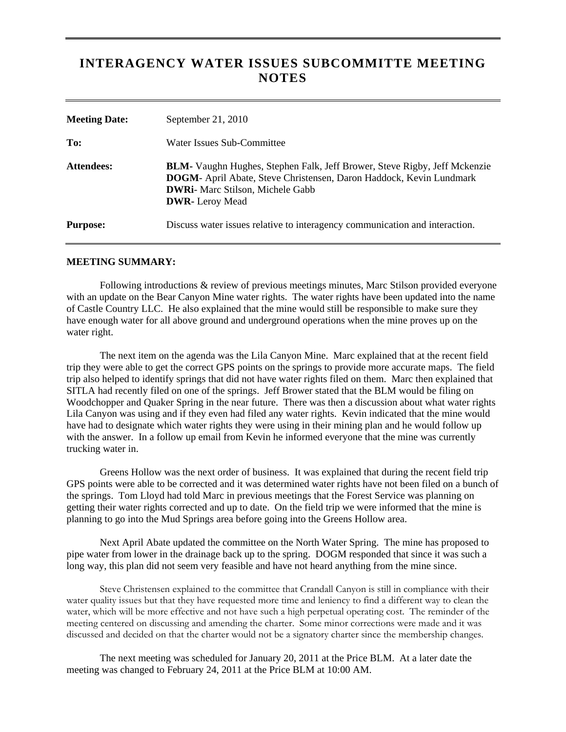# INTERAGENCY WATER ISSUES SUBCOMMITTE MEETING NOTES

| | |
|---|---|
| **Meeting Date:** | September 21, 2010 |
| **To:** | Water Issues Sub-Committee |
| **Attendees:** | **BLM**- Vaughn Hughes, Stephen Falk, Jeff Brower, Steve Rigby, Jeff Mckenzie<br>**DOGM**- April Abate, Steve Christensen, Daron Haddock, Kevin Lundmark<br>**DWRi**- Marc Stilson, Michele Gabb<br>**DWR**- Leroy Mead |
| **Purpose:** | Discuss water issues relative to interagency communication and interaction. |

**MEETING SUMMARY:**

Following introductions & review of previous meetings minutes, Marc Stilson provided everyone with an update on the Bear Canyon Mine water rights. The water rights have been updated into the name of Castle Country LLC. He also explained that the mine would still be responsible to make sure they have enough water for all above ground and underground operations when the mine proves up on the water right.

The next item on the agenda was the Lila Canyon Mine. Marc explained that at the recent field trip they were able to get the correct GPS points on the springs to provide more accurate maps. The field trip also helped to identify springs that did not have water rights filed on them. Marc then explained that SITLA had recently filed on one of the springs. Jeff Brower stated that the BLM would be filing on Woodchopper and Quaker Spring in the near future. There was then a discussion about what water rights Lila Canyon was using and if they even had filed any water rights. Kevin indicated that the mine would have had to designate which water rights they were using in their mining plan and he would follow up with the answer. In a follow up email from Kevin he informed everyone that the mine was currently trucking water in.

Greens Hollow was the next order of business. It was explained that during the recent field trip GPS points were able to be corrected and it was determined water rights have not been filed on a bunch of the springs. Tom Lloyd had told Marc in previous meetings that the Forest Service was planning on getting their water rights corrected and up to date. On the field trip we were informed that the mine is planning to go into the Mud Springs area before going into the Greens Hollow area.

Next April Abate updated the committee on the North Water Spring. The mine has proposed to pipe water from lower in the drainage back up to the spring. DOGM responded that since it was such a long way, this plan did not seem very feasible and have not heard anything from the mine since.

Steve Christensen explained to the committee that Crandall Canyon is still in compliance with their water quality issues but that they have requested more time and leniency to find a different way to clean the water, which will be more effective and not have such a high perpetual operating cost. The reminder of the meeting centered on discussing and amending the charter. Some minor corrections were made and it was discussed and decided on that the charter would not be a signatory charter since the membership changes.

The next meeting was scheduled for January 20, 2011 at the Price BLM. At a later date the meeting was changed to February 24, 2011 at the Price BLM at 10:00 AM.